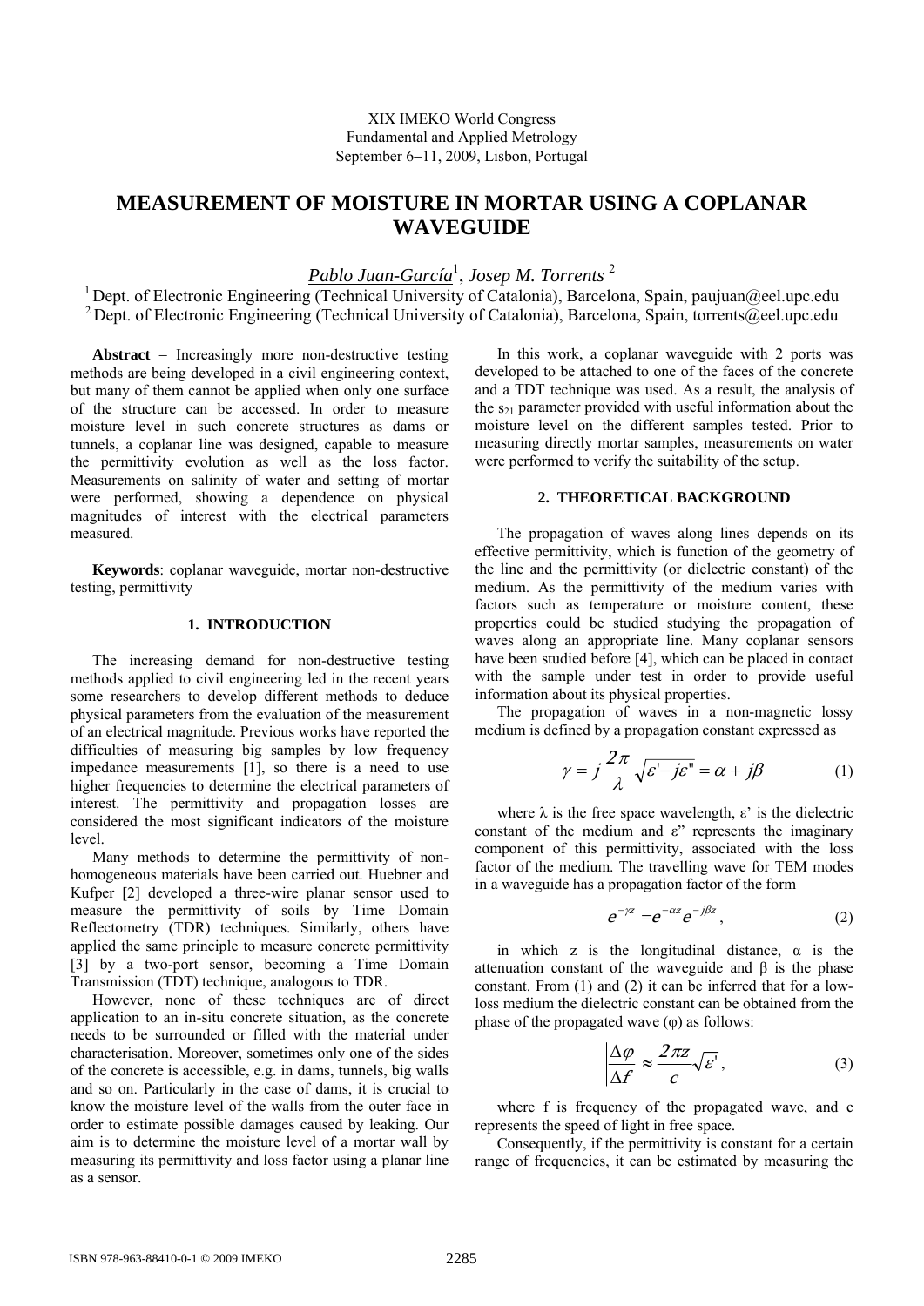XIX IMEKO World Congress
Fundamental and Applied Metrology
September 6−11, 2009, Lisbon, Portugal

# MEASUREMENT OF MOISTURE IN MORTAR USING A COPLANAR WAVEGUIDE

*Pablo Juan-García*[1], *Josep M. Torrents* [2]

[1] Dept. of Electronic Engineering (Technical University of Catalonia), Barcelona, Spain, paujuan@eel.upc.edu
[2] Dept. of Electronic Engineering (Technical University of Catalonia), Barcelona, Spain, torrents@eel.upc.edu

**Abstract** − Increasingly more non-destructive testing methods are being developed in a civil engineering context, but many of them cannot be applied when only one surface of the structure can be accessed. In order to measure moisture level in such concrete structures as dams or tunnels, a coplanar line was designed, capable to measure the permittivity evolution as well as the loss factor. Measurements on salinity of water and setting of mortar were performed, showing a dependence on physical magnitudes of interest with the electrical parameters measured.

**Keywords**: coplanar waveguide, mortar non-destructive testing, permittivity

## 1. INTRODUCTION

The increasing demand for non-destructive testing methods applied to civil engineering led in the recent years some researchers to develop different methods to deduce physical parameters from the evaluation of the measurement of an electrical magnitude. Previous works have reported the difficulties of measuring big samples by low frequency impedance measurements [1], so there is a need to use higher frequencies to determine the electrical parameters of interest. The permittivity and propagation losses are considered the most significant indicators of the moisture level.

Many methods to determine the permittivity of non-homogeneous materials have been carried out. Huebner and Kufper [2] developed a three-wire planar sensor used to measure the permittivity of soils by Time Domain Reflectometry (TDR) techniques. Similarly, others have applied the same principle to measure concrete permittivity [3] by a two-port sensor, becoming a Time Domain Transmission (TDT) technique, analogous to TDR.

However, none of these techniques are of direct application to an in-situ concrete situation, as the concrete needs to be surrounded or filled with the material under characterisation. Moreover, sometimes only one of the sides of the concrete is accessible, e.g. in dams, tunnels, big walls and so on. Particularly in the case of dams, it is crucial to know the moisture level of the walls from the outer face in order to estimate possible damages caused by leaking. Our aim is to determine the moisture level of a mortar wall by measuring its permittivity and loss factor using a planar line as a sensor.

In this work, a coplanar waveguide with 2 ports was developed to be attached to one of the faces of the concrete and a TDT technique was used. As a result, the analysis of the $s_{21}$ parameter provided with useful information about the moisture level on the different samples tested. Prior to measuring directly mortar samples, measurements on water were performed to verify the suitability of the setup.

## 2. THEORETICAL BACKGROUND

The propagation of waves along lines depends on its effective permittivity, which is function of the geometry of the line and the permittivity (or dielectric constant) of the medium. As the permittivity of the medium varies with factors such as temperature or moisture content, these properties could be studied studying the propagation of waves along an appropriate line. Many coplanar sensors have been studied before [4], which can be placed in contact with the sample under test in order to provide useful information about its physical properties.

The propagation of waves in a non-magnetic lossy medium is defined by a propagation constant expressed as

$$\gamma = j\frac{2\pi}{\lambda}\sqrt{\varepsilon' - j\varepsilon''} = \alpha + j\beta \tag{1}$$

where $\lambda$ is the free space wavelength, $\varepsilon'$ is the dielectric constant of the medium and $\varepsilon''$ represents the imaginary component of this permittivity, associated with the loss factor of the medium. The travelling wave for TEM modes in a waveguide has a propagation factor of the form

$$e^{-\gamma z} = e^{-\alpha z} e^{-j\beta z}, \tag{2}$$

in which z is the longitudinal distance, $\alpha$ is the attenuation constant of the waveguide and $\beta$ is the phase constant. From (1) and (2) it can be inferred that for a low-loss medium the dielectric constant can be obtained from the phase of the propagated wave ($\varphi$) as follows:

$$\left|\frac{\Delta\varphi}{\Delta f}\right| \approx \frac{2\pi z}{c}\sqrt{\varepsilon'}, \tag{3}$$

where f is frequency of the propagated wave, and c represents the speed of light in free space.

Consequently, if the permittivity is constant for a certain range of frequencies, it can be estimated by measuring the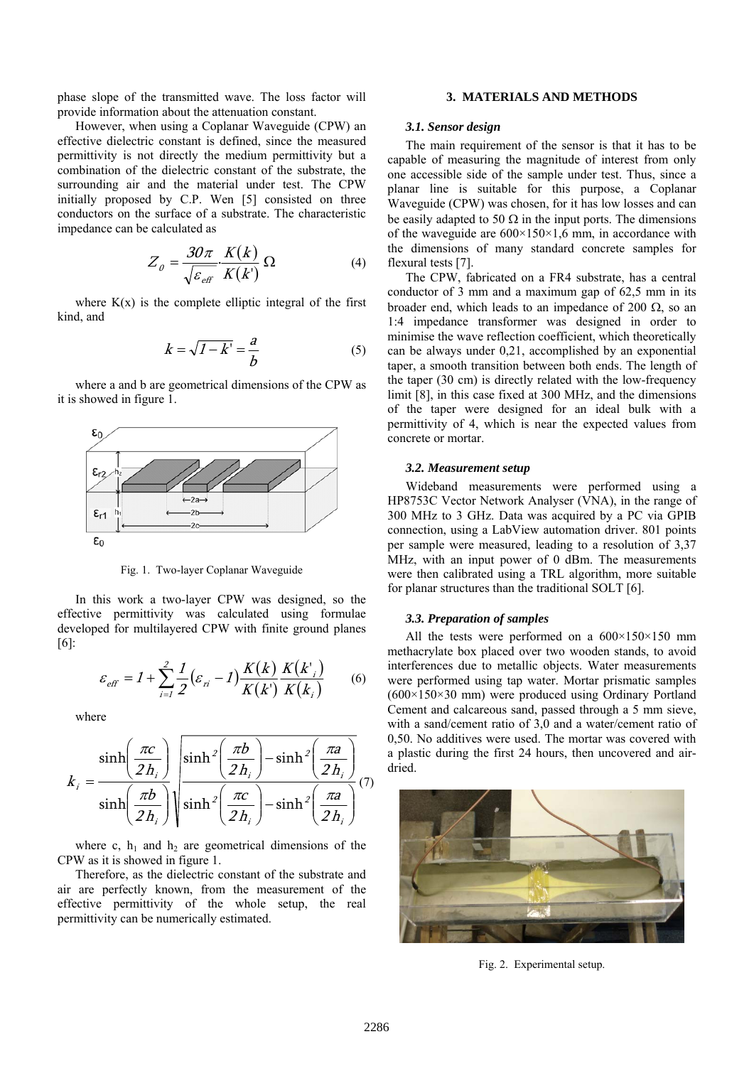phase slope of the transmitted wave. The loss factor will provide information about the attenuation constant.

However, when using a Coplanar Waveguide (CPW) an effective dielectric constant is defined, since the measured permittivity is not directly the medium permittivity but a combination of the dielectric constant of the substrate, the surrounding air and the material under test. The CPW initially proposed by C.P. Wen [5] consisted on three conductors on the surface of a substrate. The characteristic impedance can be calculated as

$$Z_0 = \frac{30\pi}{\sqrt{\varepsilon_{eff}}} \cdot \frac{K(k)}{K(k')}\ \Omega \tag{4}$$

where K(x) is the complete elliptic integral of the first kind, and

$$k = \sqrt{1-k'} = \frac{a}{b} \tag{5}$$

where a and b are geometrical dimensions of the CPW as it is showed in figure 1.

Fig. 1. Two-layer Coplanar Waveguide

In this work a two-layer CPW was designed, so the effective permittivity was calculated using formulae developed for multilayered CPW with finite ground planes [6]:

$$\varepsilon_{eff} = 1 + \sum_{i=1}^{2} \frac{1}{2}(\varepsilon_{ri} - 1)\frac{K(k)}{K(k')}\frac{K(k'_i)}{K(k_i)} \tag{6}$$

where

$$k_i = \frac{\sinh\left(\frac{\pi c}{2h_i}\right)}{\sinh\left(\frac{\pi b}{2h_i}\right)} \sqrt{\frac{\sinh^2\left(\frac{\pi b}{2h_i}\right) - \sinh^2\left(\frac{\pi a}{2h_i}\right)}{\sinh^2\left(\frac{\pi c}{2h_i}\right) - \sinh^2\left(\frac{\pi a}{2h_i}\right)}} \tag{7}$$

where c, $h_1$ and $h_2$ are geometrical dimensions of the CPW as it is showed in figure 1.

Therefore, as the dielectric constant of the substrate and air are perfectly known, from the measurement of the effective permittivity of the whole setup, the real permittivity can be numerically estimated.

## 3. MATERIALS AND METHODS

### *3.1. Sensor design*

The main requirement of the sensor is that it has to be capable of measuring the magnitude of interest from only one accessible side of the sample under test. Thus, since a planar line is suitable for this purpose, a Coplanar Waveguide (CPW) was chosen, for it has low losses and can be easily adapted to 50 Ω in the input ports. The dimensions of the waveguide are 600×150×1,6 mm, in accordance with the dimensions of many standard concrete samples for flexural tests [7].

The CPW, fabricated on a FR4 substrate, has a central conductor of 3 mm and a maximum gap of 62,5 mm in its broader end, which leads to an impedance of 200 Ω, so an 1:4 impedance transformer was designed in order to minimise the wave reflection coefficient, which theoretically can be always under 0,21, accomplished by an exponential taper, a smooth transition between both ends. The length of the taper (30 cm) is directly related with the low-frequency limit [8], in this case fixed at 300 MHz, and the dimensions of the taper were designed for an ideal bulk with a permittivity of 4, which is near the expected values from concrete or mortar.

### *3.2. Measurement setup*

Wideband measurements were performed using a HP8753C Vector Network Analyser (VNA), in the range of 300 MHz to 3 GHz. Data was acquired by a PC via GPIB connection, using a LabView automation driver. 801 points per sample were measured, leading to a resolution of 3,37 MHz, with an input power of 0 dBm. The measurements were then calibrated using a TRL algorithm, more suitable for planar structures than the traditional SOLT [6].

### *3.3. Preparation of samples*

All the tests were performed on a 600×150×150 mm methacrylate box placed over two wooden stands, to avoid interferences due to metallic objects. Water measurements were performed using tap water. Mortar prismatic samples (600×150×30 mm) were produced using Ordinary Portland Cement and calcareous sand, passed through a 5 mm sieve, with a sand/cement ratio of 3,0 and a water/cement ratio of 0,50. No additives were used. The mortar was covered with a plastic during the first 24 hours, then uncovered and air-dried.

Fig. 2. Experimental setup.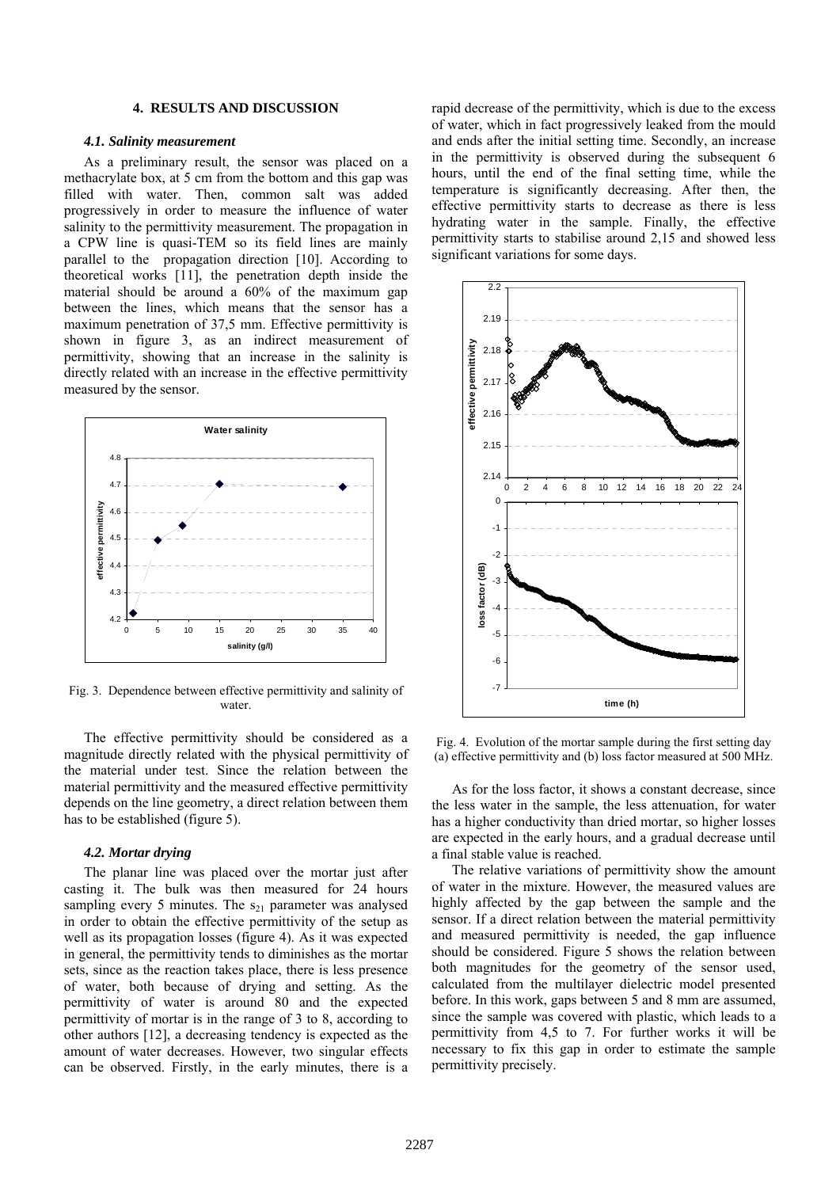## 4. RESULTS AND DISCUSSION

### *4.1. Salinity measurement*

As a preliminary result, the sensor was placed on a methacrylate box, at 5 cm from the bottom and this gap was filled with water. Then, common salt was added progressively in order to measure the influence of water salinity to the permittivity measurement. The propagation in a CPW line is quasi-TEM so its field lines are mainly parallel to the propagation direction [10]. According to theoretical works [11], the penetration depth inside the material should be around a 60% of the maximum gap between the lines, which means that the sensor has a maximum penetration of 37,5 mm. Effective permittivity is shown in figure 3, as an indirect measurement of permittivity, showing that an increase in the salinity is directly related with an increase in the effective permittivity measured by the sensor.

Fig. 3. Dependence between effective permittivity and salinity of water.

The effective permittivity should be considered as a magnitude directly related with the physical permittivity of the material under test. Since the relation between the material permittivity and the measured effective permittivity depends on the line geometry, a direct relation between them has to be established (figure 5).

### *4.2. Mortar drying*

The planar line was placed over the mortar just after casting it. The bulk was then measured for 24 hours sampling every 5 minutes. The $s_{21}$ parameter was analysed in order to obtain the effective permittivity of the setup as well as its propagation losses (figure 4). As it was expected in general, the permittivity tends to diminishes as the mortar sets, since as the reaction takes place, there is less presence of water, both because of drying and setting. As the permittivity of water is around 80 and the expected permittivity of mortar is in the range of 3 to 8, according to other authors [12], a decreasing tendency is expected as the amount of water decreases. However, two singular effects can be observed. Firstly, in the early minutes, there is a rapid decrease of the permittivity, which is due to the excess of water, which in fact progressively leaked from the mould and ends after the initial setting time. Secondly, an increase in the permittivity is observed during the subsequent 6 hours, until the end of the final setting time, while the temperature is significantly decreasing. After then, the effective permittivity starts to decrease as there is less hydrating water in the sample. Finally, the effective permittivity starts to stabilise around 2,15 and showed less significant variations for some days.

Fig. 4. Evolution of the mortar sample during the first setting day (a) effective permittivity and (b) loss factor measured at 500 MHz.

As for the loss factor, it shows a constant decrease, since the less water in the sample, the less attenuation, for water has a higher conductivity than dried mortar, so higher losses are expected in the early hours, and a gradual decrease until a final stable value is reached.

The relative variations of permittivity show the amount of water in the mixture. However, the measured values are highly affected by the gap between the sample and the sensor. If a direct relation between the material permittivity and measured permittivity is needed, the gap influence should be considered. Figure 5 shows the relation between both magnitudes for the geometry of the sensor used, calculated from the multilayer dielectric model presented before. In this work, gaps between 5 and 8 mm are assumed, since the sample was covered with plastic, which leads to a permittivity from 4,5 to 7. For further works it will be necessary to fix this gap in order to estimate the sample permittivity precisely.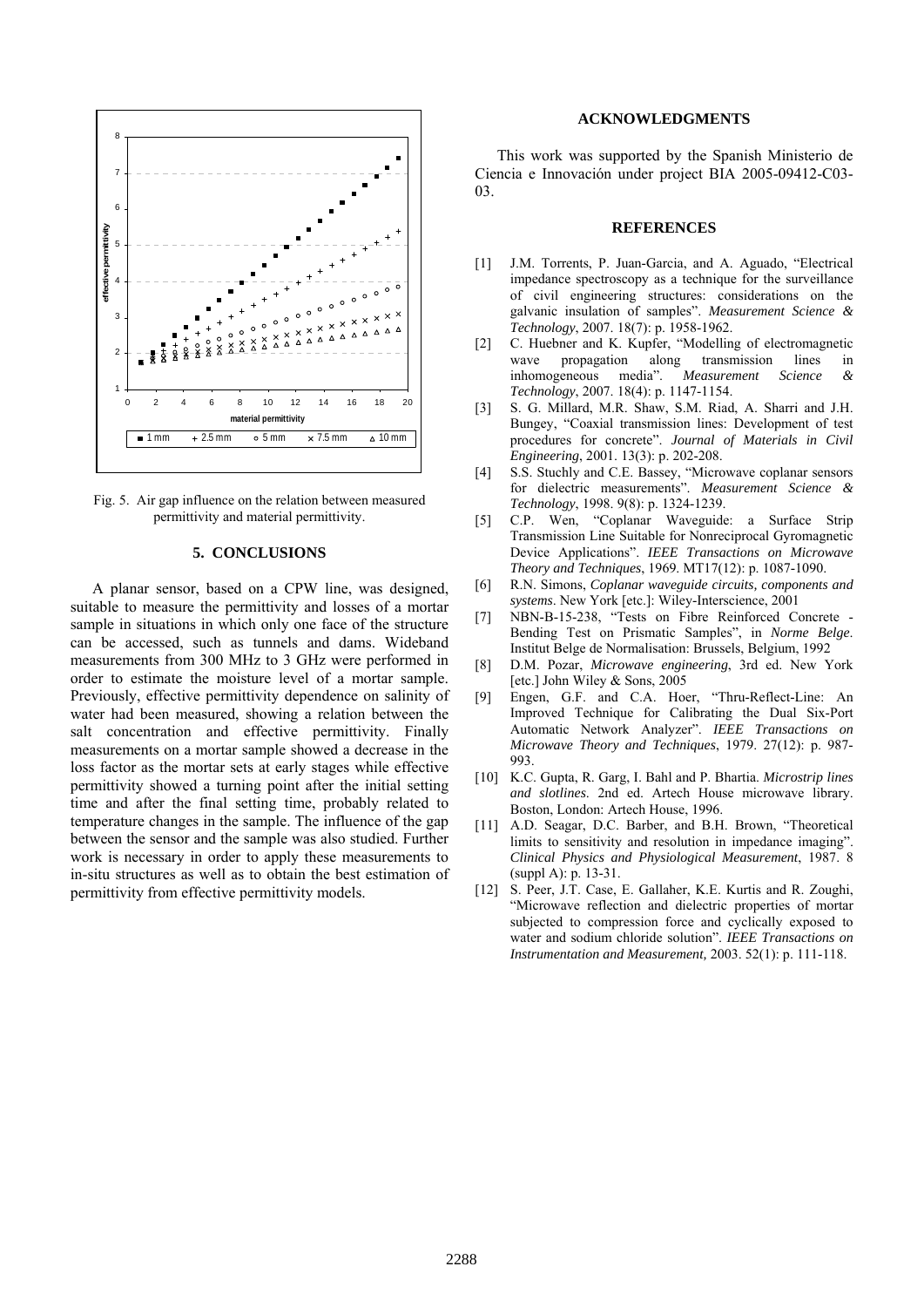8
7
6
5
4
3
2
1
effective permittivity
0 2 4 6 8 10 12 14 16 18 20
material permittivity
1 mm   2.5 mm   5 mm   7.5 mm   10 mm

Fig. 5. Air gap influence on the relation between measured permittivity and material permittivity.

## 5. CONCLUSIONS

A planar sensor, based on a CPW line, was designed, suitable to measure the permittivity and losses of a mortar sample in situations in which only one face of the structure can be accessed, such as tunnels and dams. Wideband measurements from 300 MHz to 3 GHz were performed in order to estimate the moisture level of a mortar sample. Previously, effective permittivity dependence on salinity of water had been measured, showing a relation between the salt concentration and effective permittivity. Finally measurements on a mortar sample showed a decrease in the loss factor as the mortar sets at early stages while effective permittivity showed a turning point after the initial setting time and after the final setting time, probably related to temperature changes in the sample. The influence of the gap between the sensor and the sample was also studied. Further work is necessary in order to apply these measurements to in-situ structures as well as to obtain the best estimation of permittivity from effective permittivity models.

## ACKNOWLEDGMENTS

This work was supported by the Spanish Ministerio de Ciencia e Innovación under project BIA 2005-09412-C03-03.

## REFERENCES

[1] J.M. Torrents, P. Juan-Garcia, and A. Aguado, "Electrical impedance spectroscopy as a technique for the surveillance of civil engineering structures: considerations on the galvanic insulation of samples". *Measurement Science & Technology*, 2007. 18(7): p. 1958-1962.

[2] C. Huebner and K. Kupfer, "Modelling of electromagnetic wave propagation along transmission lines in inhomogeneous media". *Measurement Science & Technology*, 2007. 18(4): p. 1147-1154.

[3] S. G. Millard, M.R. Shaw, S.M. Riad, A. Sharri and J.H. Bungey, "Coaxial transmission lines: Development of test procedures for concrete". *Journal of Materials in Civil Engineering*, 2001. 13(3): p. 202-208.

[4] S.S. Stuchly and C.E. Bassey, "Microwave coplanar sensors for dielectric measurements". *Measurement Science & Technology*, 1998. 9(8): p. 1324-1239.

[5] C.P. Wen, "Coplanar Waveguide: a Surface Strip Transmission Line Suitable for Nonreciprocal Gyromagnetic Device Applications". *IEEE Transactions on Microwave Theory and Techniques*, 1969. MT17(12): p. 1087-1090.

[6] R.N. Simons, *Coplanar waveguide circuits, components and systems*. New York [etc.]: Wiley-Interscience, 2001

[7] NBN-B-15-238, "Tests on Fibre Reinforced Concrete - Bending Test on Prismatic Samples", in *Norme Belge*. Institut Belge de Normalisation: Brussels, Belgium, 1992

[8] D.M. Pozar, *Microwave engineering*, 3rd ed. New York [etc.] John Wiley & Sons, 2005

[9] Engen, G.F. and C.A. Hoer, "Thru-Reflect-Line: An Improved Technique for Calibrating the Dual Six-Port Automatic Network Analyzer". *IEEE Transactions on Microwave Theory and Techniques*, 1979. 27(12): p. 987-993.

[10] K.C. Gupta, R. Garg, I. Bahl and P. Bhartia. *Microstrip lines and slotlines*. 2nd ed. Artech House microwave library. Boston, London: Artech House, 1996.

[11] A.D. Seagar, D.C. Barber, and B.H. Brown, "Theoretical limits to sensitivity and resolution in impedance imaging". *Clinical Physics and Physiological Measurement*, 1987. 8 (suppl A): p. 13-31.

[12] S. Peer, J.T. Case, E. Gallaher, K.E. Kurtis and R. Zoughi, "Microwave reflection and dielectric properties of mortar subjected to compression force and cyclically exposed to water and sodium chloride solution". *IEEE Transactions on Instrumentation and Measurement,* 2003. 52(1): p. 111-118.